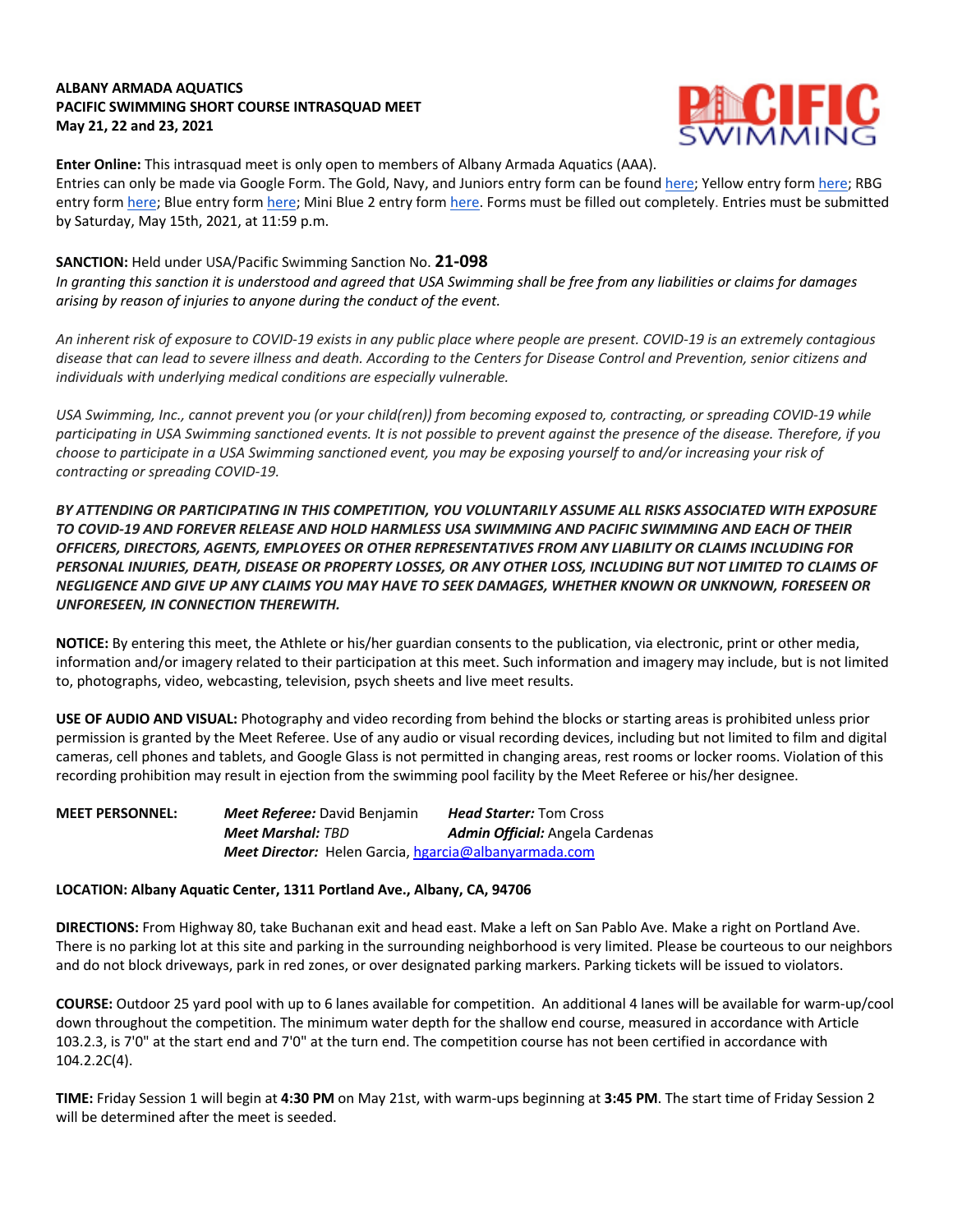**ALBANY ARMADA AQUATICS**
**PACIFIC SWIMMING SHORT COURSE INTRASQUAD MEET**
**May 21, 22 and 23, 2021**

**Enter Online:** This intrasquad meet is only open to members of Albany Armada Aquatics (AAA).
Entries can only be made via Google Form. The Gold, Navy, and Juniors entry form can be found here; Yellow entry form here; RBG entry form here; Blue entry form here; Mini Blue 2 entry form here. Forms must be filled out completely. Entries must be submitted by Saturday, May 15th, 2021, at 11:59 p.m.

**SANCTION:** Held under USA/Pacific Swimming Sanction No. **21-098**
*In granting this sanction it is understood and agreed that USA Swimming shall be free from any liabilities or claims for damages arising by reason of injuries to anyone during the conduct of the event.*

*An inherent risk of exposure to COVID-19 exists in any public place where people are present. COVID-19 is an extremely contagious disease that can lead to severe illness and death. According to the Centers for Disease Control and Prevention, senior citizens and individuals with underlying medical conditions are especially vulnerable.*

*USA Swimming, Inc., cannot prevent you (or your child(ren)) from becoming exposed to, contracting, or spreading COVID-19 while participating in USA Swimming sanctioned events. It is not possible to prevent against the presence of the disease. Therefore, if you choose to participate in a USA Swimming sanctioned event, you may be exposing yourself to and/or increasing your risk of contracting or spreading COVID-19.*

***BY ATTENDING OR PARTICIPATING IN THIS COMPETITION, YOU VOLUNTARILY ASSUME ALL RISKS ASSOCIATED WITH EXPOSURE TO COVID-19 AND FOREVER RELEASE AND HOLD HARMLESS USA SWIMMING AND PACIFIC SWIMMING AND EACH OF THEIR OFFICERS, DIRECTORS, AGENTS, EMPLOYEES OR OTHER REPRESENTATIVES FROM ANY LIABILITY OR CLAIMS INCLUDING FOR PERSONAL INJURIES, DEATH, DISEASE OR PROPERTY LOSSES, OR ANY OTHER LOSS, INCLUDING BUT NOT LIMITED TO CLAIMS OF NEGLIGENCE AND GIVE UP ANY CLAIMS YOU MAY HAVE TO SEEK DAMAGES, WHETHER KNOWN OR UNKNOWN, FORESEEN OR UNFORESEEN, IN CONNECTION THEREWITH.***

**NOTICE:** By entering this meet, the Athlete or his/her guardian consents to the publication, via electronic, print or other media, information and/or imagery related to their participation at this meet. Such information and imagery may include, but is not limited to, photographs, video, webcasting, television, psych sheets and live meet results.

**USE OF AUDIO AND VISUAL:** Photography and video recording from behind the blocks or starting areas is prohibited unless prior permission is granted by the Meet Referee. Use of any audio or visual recording devices, including but not limited to film and digital cameras, cell phones and tablets, and Google Glass is not permitted in changing areas, rest rooms or locker rooms. Violation of this recording prohibition may result in ejection from the swimming pool facility by the Meet Referee or his/her designee.

**MEET PERSONNEL:**
***Meet Referee:*** David Benjamin — ***Head Starter:*** Tom Cross
***Meet Marshal:*** *TBD* — ***Admin Official:*** Angela Cardenas
***Meet Director:*** Helen Garcia, hgarcia@albanyarmada.com

**LOCATION: Albany Aquatic Center, 1311 Portland Ave., Albany, CA, 94706**

**DIRECTIONS:** From Highway 80, take Buchanan exit and head east. Make a left on San Pablo Ave. Make a right on Portland Ave. There is no parking lot at this site and parking in the surrounding neighborhood is very limited. Please be courteous to our neighbors and do not block driveways, park in red zones, or over designated parking markers. Parking tickets will be issued to violators.

**COURSE:** Outdoor 25 yard pool with up to 6 lanes available for competition. An additional 4 lanes will be available for warm-up/cool down throughout the competition. The minimum water depth for the shallow end course, measured in accordance with Article 103.2.3, is 7'0" at the start end and 7'0" at the turn end. The competition course has not been certified in accordance with 104.2.2C(4).

**TIME:** Friday Session 1 will begin at **4:30 PM** on May 21st, with warm-ups beginning at **3:45 PM**. The start time of Friday Session 2 will be determined after the meet is seeded.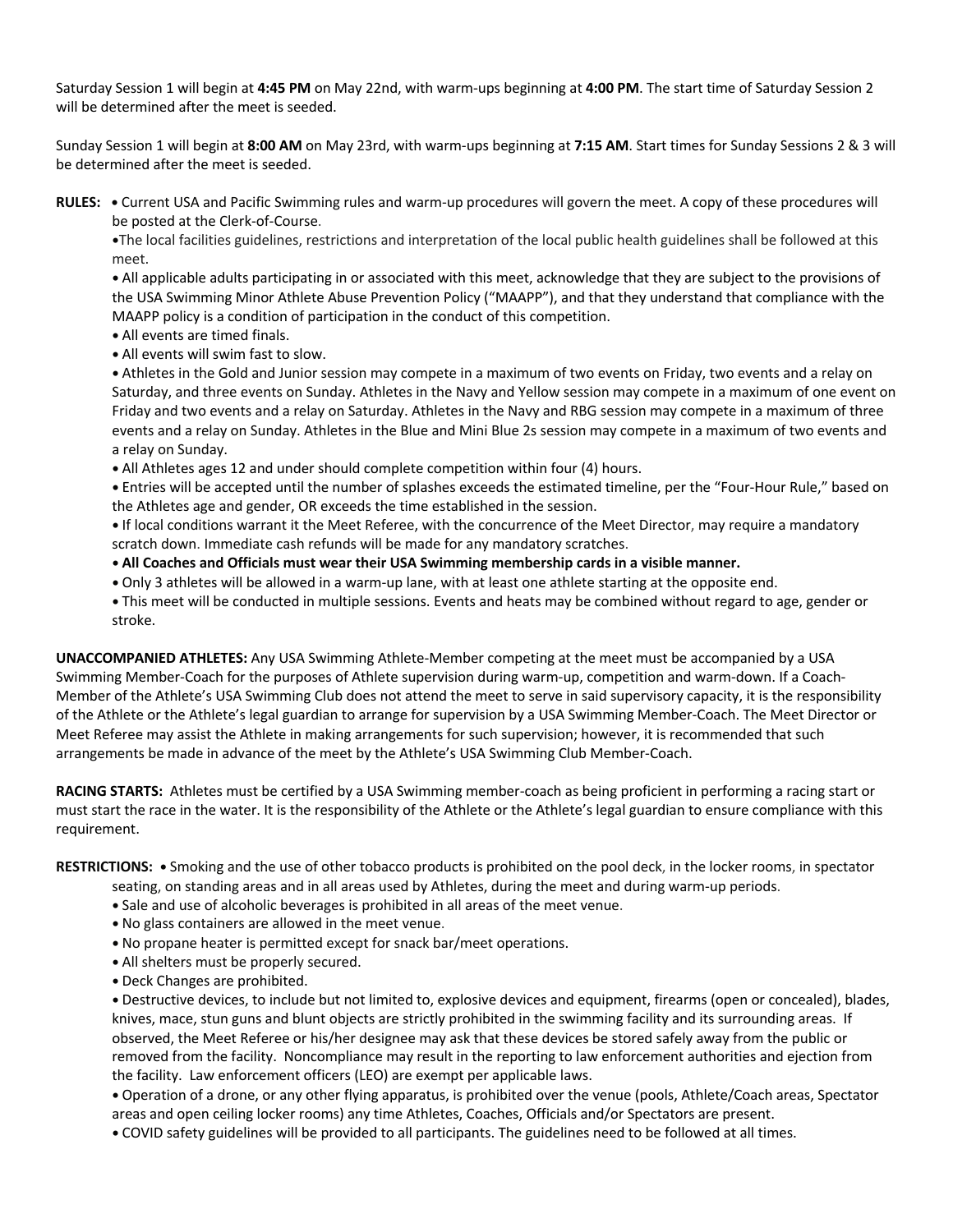Saturday Session 1 will begin at **4:45 PM** on May 22nd, with warm-ups beginning at **4:00 PM**. The start time of Saturday Session 2 will be determined after the meet is seeded.

Sunday Session 1 will begin at **8:00 AM** on May 23rd, with warm-ups beginning at **7:15 AM**. Start times for Sunday Sessions 2 & 3 will be determined after the meet is seeded.

**RULES:**

- Current USA and Pacific Swimming rules and warm-up procedures will govern the meet. A copy of these procedures will be posted at the Clerk-of-Course.
- The local facilities guidelines, restrictions and interpretation of the local public health guidelines shall be followed at this meet.
- All applicable adults participating in or associated with this meet, acknowledge that they are subject to the provisions of the USA Swimming Minor Athlete Abuse Prevention Policy ("MAAPP"), and that they understand that compliance with the MAAPP policy is a condition of participation in the conduct of this competition.
- All events are timed finals.
- All events will swim fast to slow.
- Athletes in the Gold and Junior session may compete in a maximum of two events on Friday, two events and a relay on Saturday, and three events on Sunday. Athletes in the Navy and Yellow session may compete in a maximum of one event on Friday and two events and a relay on Saturday. Athletes in the Navy and RBG session may compete in a maximum of three events and a relay on Sunday. Athletes in the Blue and Mini Blue 2s session may compete in a maximum of two events and a relay on Sunday.
- All Athletes ages 12 and under should complete competition within four (4) hours.
- Entries will be accepted until the number of splashes exceeds the estimated timeline, per the "Four-Hour Rule," based on the Athletes age and gender, OR exceeds the time established in the session.
- If local conditions warrant it the Meet Referee, with the concurrence of the Meet Director, may require a mandatory scratch down. Immediate cash refunds will be made for any mandatory scratches.
- **All Coaches and Officials must wear their USA Swimming membership cards in a visible manner.**
- Only 3 athletes will be allowed in a warm-up lane, with at least one athlete starting at the opposite end.
- This meet will be conducted in multiple sessions. Events and heats may be combined without regard to age, gender or stroke.

**UNACCOMPANIED ATHLETES:** Any USA Swimming Athlete-Member competing at the meet must be accompanied by a USA Swimming Member-Coach for the purposes of Athlete supervision during warm-up, competition and warm-down. If a Coach-Member of the Athlete's USA Swimming Club does not attend the meet to serve in said supervisory capacity, it is the responsibility of the Athlete or the Athlete's legal guardian to arrange for supervision by a USA Swimming Member-Coach. The Meet Director or Meet Referee may assist the Athlete in making arrangements for such supervision; however, it is recommended that such arrangements be made in advance of the meet by the Athlete's USA Swimming Club Member-Coach.

**RACING STARTS:** Athletes must be certified by a USA Swimming member-coach as being proficient in performing a racing start or must start the race in the water. It is the responsibility of the Athlete or the Athlete's legal guardian to ensure compliance with this requirement.

**RESTRICTIONS:**

- Smoking and the use of other tobacco products is prohibited on the pool deck, in the locker rooms, in spectator seating, on standing areas and in all areas used by Athletes, during the meet and during warm-up periods.
- Sale and use of alcoholic beverages is prohibited in all areas of the meet venue.
- No glass containers are allowed in the meet venue.
- No propane heater is permitted except for snack bar/meet operations.
- All shelters must be properly secured.
- Deck Changes are prohibited.
- Destructive devices, to include but not limited to, explosive devices and equipment, firearms (open or concealed), blades, knives, mace, stun guns and blunt objects are strictly prohibited in the swimming facility and its surrounding areas. If observed, the Meet Referee or his/her designee may ask that these devices be stored safely away from the public or removed from the facility. Noncompliance may result in the reporting to law enforcement authorities and ejection from the facility. Law enforcement officers (LEO) are exempt per applicable laws.
- Operation of a drone, or any other flying apparatus, is prohibited over the venue (pools, Athlete/Coach areas, Spectator areas and open ceiling locker rooms) any time Athletes, Coaches, Officials and/or Spectators are present.
- COVID safety guidelines will be provided to all participants. The guidelines need to be followed at all times.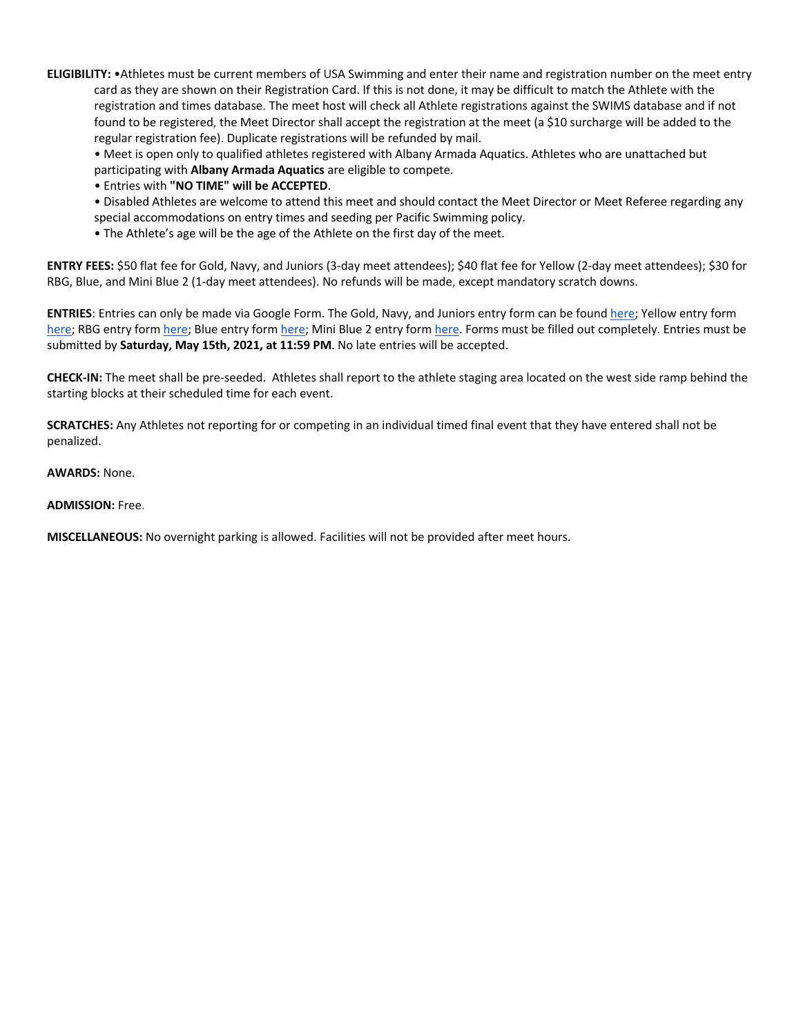**ELIGIBILITY:** •Athletes must be current members of USA Swimming and enter their name and registration number on the meet entry card as they are shown on their Registration Card. If this is not done, it may be difficult to match the Athlete with the registration and times database. The meet host will check all Athlete registrations against the SWIMS database and if not found to be registered, the Meet Director shall accept the registration at the meet (a $10 surcharge will be added to the regular registration fee). Duplicate registrations will be refunded by mail.

- Meet is open only to qualified athletes registered with Albany Armada Aquatics. Athletes who are unattached but participating with **Albany Armada Aquatics** are eligible to compete.
- Entries with **"NO TIME" will be ACCEPTED**.
- Disabled Athletes are welcome to attend this meet and should contact the Meet Director or Meet Referee regarding any special accommodations on entry times and seeding per Pacific Swimming policy.
- The Athlete's age will be the age of the Athlete on the first day of the meet.

**ENTRY FEES:** $50 flat fee for Gold, Navy, and Juniors (3-day meet attendees); $40 flat fee for Yellow (2-day meet attendees); $30 for RBG, Blue, and Mini Blue 2 (1-day meet attendees). No refunds will be made, except mandatory scratch downs.

**ENTRIES**: Entries can only be made via Google Form. The Gold, Navy, and Juniors entry form can be found here; Yellow entry form here; RBG entry form here; Blue entry form here; Mini Blue 2 entry form here. Forms must be filled out completely. Entries must be submitted by **Saturday, May 15th, 2021, at 11:59 PM**. No late entries will be accepted.

**CHECK-IN:** The meet shall be pre-seeded. Athletes shall report to the athlete staging area located on the west side ramp behind the starting blocks at their scheduled time for each event.

**SCRATCHES:** Any Athletes not reporting for or competing in an individual timed final event that they have entered shall not be penalized.

**AWARDS:** None.

**ADMISSION:** Free.

**MISCELLANEOUS:** No overnight parking is allowed. Facilities will not be provided after meet hours.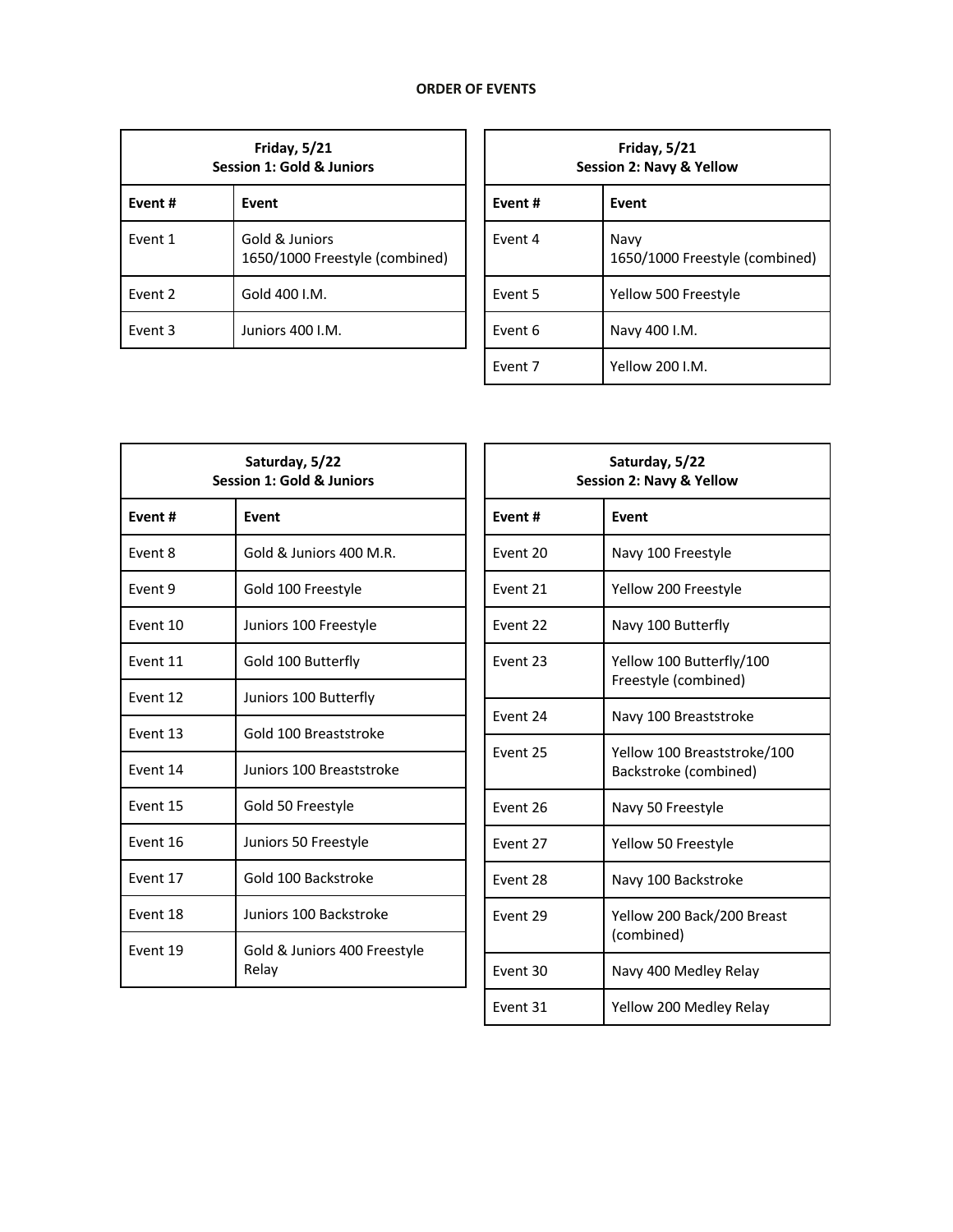**ORDER OF EVENTS**

| Friday, 5/21<br>Session 1: Gold & Juniors | |
|---|---|
| **Event #** | **Event** |
| Event 1 | Gold & Juniors<br>1650/1000 Freestyle (combined) |
| Event 2 | Gold 400 I.M. |
| Event 3 | Juniors 400 I.M. |

| Friday, 5/21<br>Session 2: Navy & Yellow | |
|---|---|
| **Event #** | **Event** |
| Event 4 | Navy<br>1650/1000 Freestyle (combined) |
| Event 5 | Yellow 500 Freestyle |
| Event 6 | Navy 400 I.M. |
| Event 7 | Yellow 200 I.M. |

| Saturday, 5/22<br>Session 1: Gold & Juniors | |
|---|---|
| **Event #** | **Event** |
| Event 8 | Gold & Juniors 400 M.R. |
| Event 9 | Gold 100 Freestyle |
| Event 10 | Juniors 100 Freestyle |
| Event 11 | Gold 100 Butterfly |
| Event 12 | Juniors 100 Butterfly |
| Event 13 | Gold 100 Breaststroke |
| Event 14 | Juniors 100 Breaststroke |
| Event 15 | Gold 50 Freestyle |
| Event 16 | Juniors 50 Freestyle |
| Event 17 | Gold 100 Backstroke |
| Event 18 | Juniors 100 Backstroke |
| Event 19 | Gold & Juniors 400 Freestyle Relay |

| Saturday, 5/22<br>Session 2: Navy & Yellow | |
|---|---|
| **Event #** | **Event** |
| Event 20 | Navy 100 Freestyle |
| Event 21 | Yellow 200 Freestyle |
| Event 22 | Navy 100 Butterfly |
| Event 23 | Yellow 100 Butterfly/100 Freestyle (combined) |
| Event 24 | Navy 100 Breaststroke |
| Event 25 | Yellow 100 Breaststroke/100 Backstroke (combined) |
| Event 26 | Navy 50 Freestyle |
| Event 27 | Yellow 50 Freestyle |
| Event 28 | Navy 100 Backstroke |
| Event 29 | Yellow 200 Back/200 Breast (combined) |
| Event 30 | Navy 400 Medley Relay |
| Event 31 | Yellow 200 Medley Relay |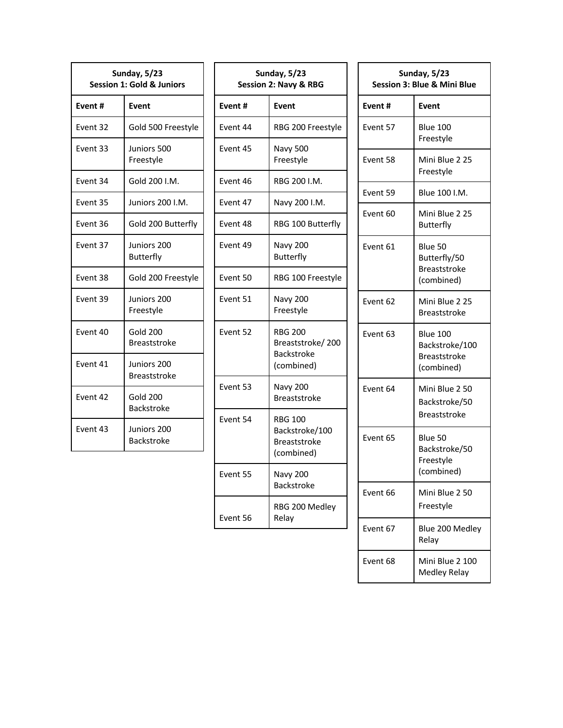| Sunday, 5/23<br>Session 1: Gold & Juniors | |
|---|---|
| **Event #** | **Event** |
| Event 32 | Gold 500 Freestyle |
| Event 33 | Juniors 500 Freestyle |
| Event 34 | Gold 200 I.M. |
| Event 35 | Juniors 200 I.M. |
| Event 36 | Gold 200 Butterfly |
| Event 37 | Juniors 200 Butterfly |
| Event 38 | Gold 200 Freestyle |
| Event 39 | Juniors 200 Freestyle |
| Event 40 | Gold 200 Breaststroke |
| Event 41 | Juniors 200 Breaststroke |
| Event 42 | Gold 200 Backstroke |
| Event 43 | Juniors 200 Backstroke |

| Sunday, 5/23<br>Session 2: Navy & RBG | |
|---|---|
| **Event #** | **Event** |
| Event 44 | RBG 200 Freestyle |
| Event 45 | Navy 500 Freestyle |
| Event 46 | RBG 200 I.M. |
| Event 47 | Navy 200 I.M. |
| Event 48 | RBG 100 Butterfly |
| Event 49 | Navy 200 Butterfly |
| Event 50 | RBG 100 Freestyle |
| Event 51 | Navy 200 Freestyle |
| Event 52 | RBG 200 Breaststroke/ 200 Backstroke (combined) |
| Event 53 | Navy 200 Breaststroke |
| Event 54 | RBG 100 Backstroke/100 Breaststroke (combined) |
| Event 55 | Navy 200 Backstroke |
| Event 56 | RBG 200 Medley Relay |

| Sunday, 5/23<br>Session 3: Blue & Mini Blue | |
|---|---|
| **Event #** | **Event** |
| Event 57 | Blue 100 Freestyle |
| Event 58 | Mini Blue 2 25 Freestyle |
| Event 59 | Blue 100 I.M. |
| Event 60 | Mini Blue 2 25 Butterfly |
| Event 61 | Blue 50 Butterfly/50 Breaststroke (combined) |
| Event 62 | Mini Blue 2 25 Breaststroke |
| Event 63 | Blue 100 Backstroke/100 Breaststroke (combined) |
| Event 64 | Mini Blue 2 50 Backstroke/50 Breaststroke |
| Event 65 | Blue 50 Backstroke/50 Freestyle (combined) |
| Event 66 | Mini Blue 2 50 Freestyle |
| Event 67 | Blue 200 Medley Relay |
| Event 68 | Mini Blue 2 100 Medley Relay |